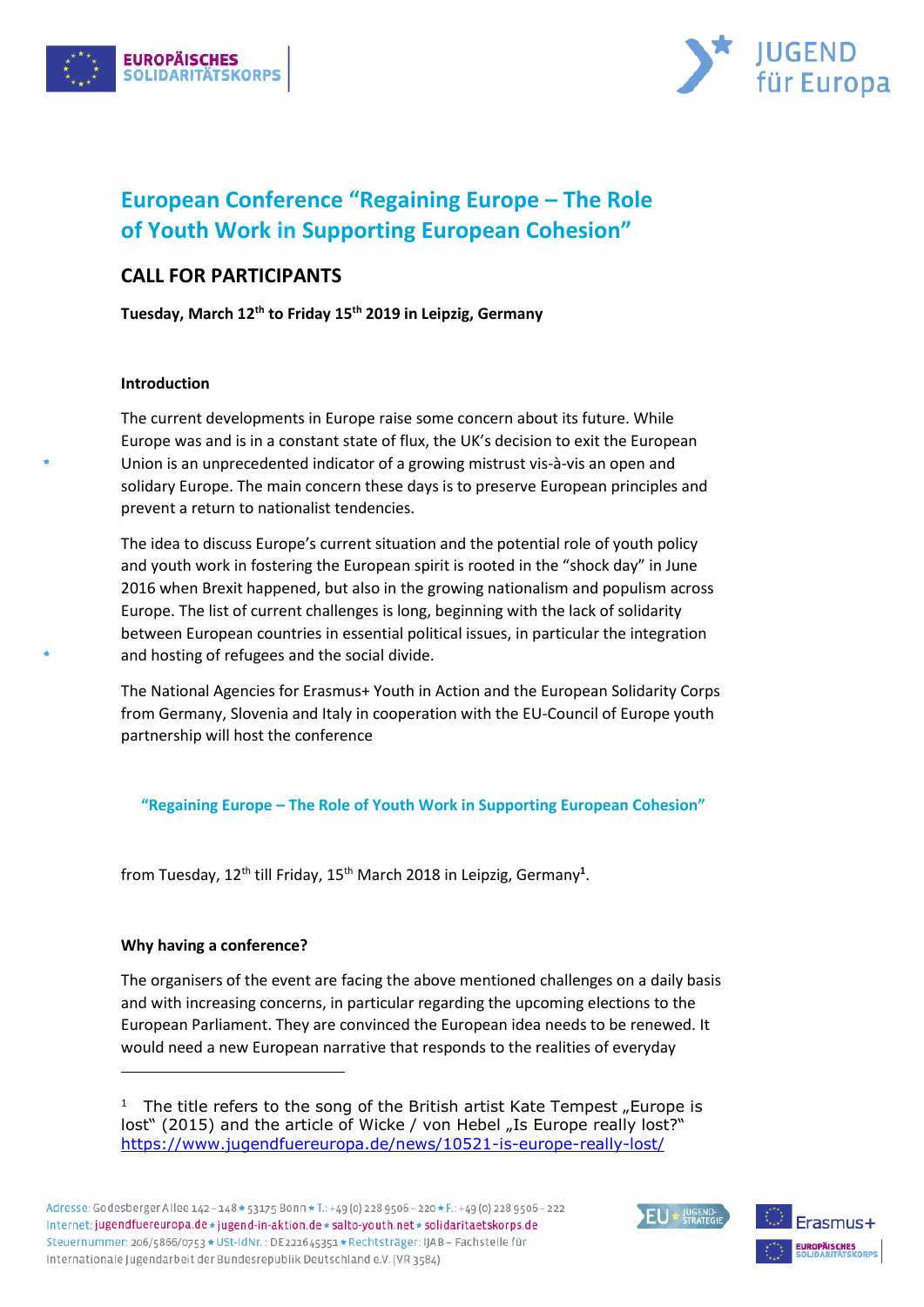# European Conference "Regaining Europe – The Role of Youth Work in Supporting European Cohesion"

## CALL FOR PARTICIPANTS

**Tuesday, March 12th to Friday 15th 2019 in Leipzig, Germany**

### Introduction

The current developments in Europe raise some concern about its future. While Europe was and is in a constant state of flux, the UK's decision to exit the European Union is an unprecedented indicator of a growing mistrust vis-à-vis an open and solidary Europe. The main concern these days is to preserve European principles and prevent a return to nationalist tendencies.

The idea to discuss Europe's current situation and the potential role of youth policy and youth work in fostering the European spirit is rooted in the "shock day" in June 2016 when Brexit happened, but also in the growing nationalism and populism across Europe. The list of current challenges is long, beginning with the lack of solidarity between European countries in essential political issues, in particular the integration and hosting of refugees and the social divide.

The National Agencies for Erasmus+ Youth in Action and the European Solidarity Corps from Germany, Slovenia and Italy in cooperation with the EU-Council of Europe youth partnership will host the conference

**"Regaining Europe – The Role of Youth Work in Supporting European Cohesion"**

from Tuesday, 12th till Friday, 15th March 2018 in Leipzig, Germany[1].

### Why having a conference?

The organisers of the event are facing the above mentioned challenges on a daily basis and with increasing concerns, in particular regarding the upcoming elections to the European Parliament. They are convinced the European idea needs to be renewed. It would need a new European narrative that responds to the realities of everyday

---

[1] The title refers to the song of the British artist Kate Tempest „Europe is lost" (2015) and the article of Wicke / von Hebel „Is Europe really lost?" https://www.jugendfuereuropa.de/news/10521-is-europe-really-lost/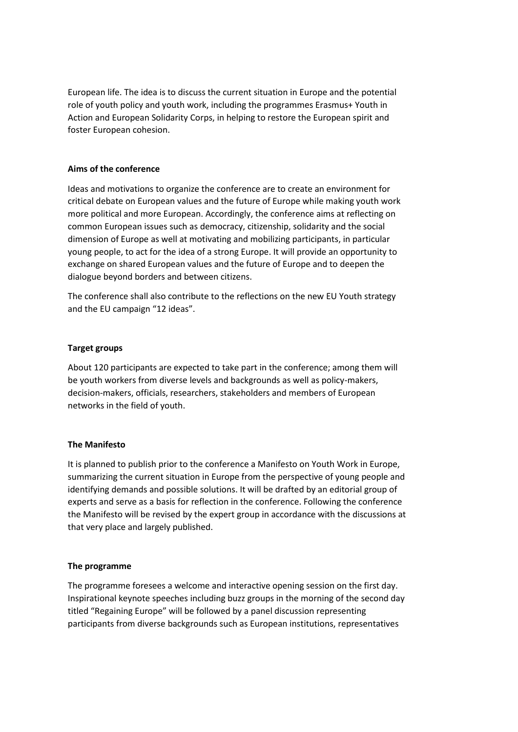European life. The idea is to discuss the current situation in Europe and the potential role of youth policy and youth work, including the programmes Erasmus+ Youth in Action and European Solidarity Corps, in helping to restore the European spirit and foster European cohesion.

**Aims of the conference**

Ideas and motivations to organize the conference are to create an environment for critical debate on European values and the future of Europe while making youth work more political and more European. Accordingly, the conference aims at reflecting on common European issues such as democracy, citizenship, solidarity and the social dimension of Europe as well at motivating and mobilizing participants, in particular young people, to act for the idea of a strong Europe. It will provide an opportunity to exchange on shared European values and the future of Europe and to deepen the dialogue beyond borders and between citizens.

The conference shall also contribute to the reflections on the new EU Youth strategy and the EU campaign "12 ideas".

**Target groups**

About 120 participants are expected to take part in the conference; among them will be youth workers from diverse levels and backgrounds as well as policy-makers, decision-makers, officials, researchers, stakeholders and members of European networks in the field of youth.

**The Manifesto**

It is planned to publish prior to the conference a Manifesto on Youth Work in Europe, summarizing the current situation in Europe from the perspective of young people and identifying demands and possible solutions. It will be drafted by an editorial group of experts and serve as a basis for reflection in the conference. Following the conference the Manifesto will be revised by the expert group in accordance with the discussions at that very place and largely published.

**The programme**

The programme foresees a welcome and interactive opening session on the first day. Inspirational keynote speeches including buzz groups in the morning of the second day titled "Regaining Europe" will be followed by a panel discussion representing participants from diverse backgrounds such as European institutions, representatives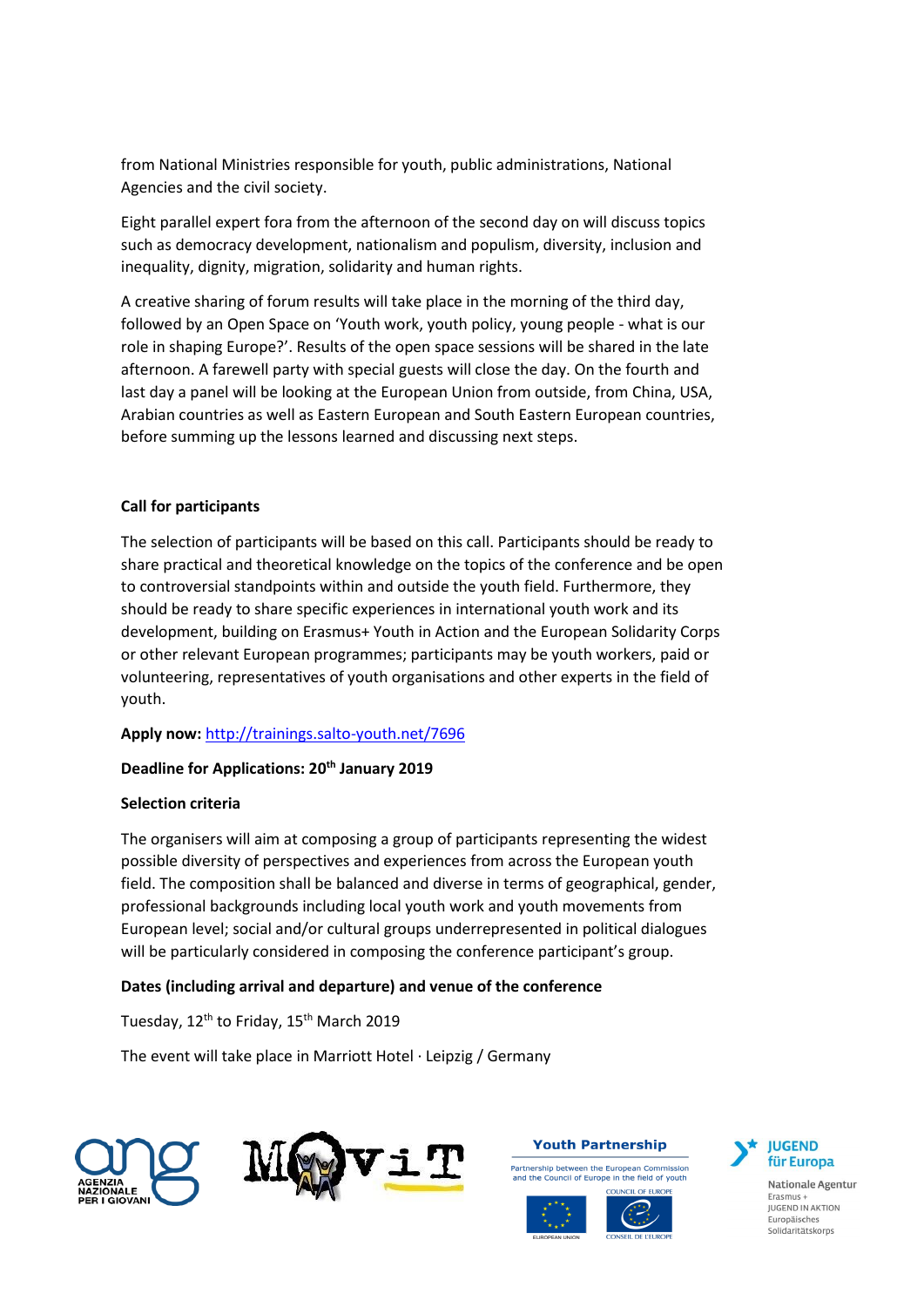from National Ministries responsible for youth, public administrations, National Agencies and the civil society.

Eight parallel expert fora from the afternoon of the second day on will discuss topics such as democracy development, nationalism and populism, diversity, inclusion and inequality, dignity, migration, solidarity and human rights.

A creative sharing of forum results will take place in the morning of the third day, followed by an Open Space on 'Youth work, youth policy, young people - what is our role in shaping Europe?'. Results of the open space sessions will be shared in the late afternoon. A farewell party with special guests will close the day. On the fourth and last day a panel will be looking at the European Union from outside, from China, USA, Arabian countries as well as Eastern European and South Eastern European countries, before summing up the lessons learned and discussing next steps.

**Call for participants**

The selection of participants will be based on this call. Participants should be ready to share practical and theoretical knowledge on the topics of the conference and be open to controversial standpoints within and outside the youth field. Furthermore, they should be ready to share specific experiences in international youth work and its development, building on Erasmus+ Youth in Action and the European Solidarity Corps or other relevant European programmes; participants may be youth workers, paid or volunteering, representatives of youth organisations and other experts in the field of youth.

**Apply now:** http://trainings.salto-youth.net/7696

**Deadline for Applications: 20th January 2019**

**Selection criteria**

The organisers will aim at composing a group of participants representing the widest possible diversity of perspectives and experiences from across the European youth field. The composition shall be balanced and diverse in terms of geographical, gender, professional backgrounds including local youth work and youth movements from European level; social and/or cultural groups underrepresented in political dialogues will be particularly considered in composing the conference participant's group.

**Dates (including arrival and departure) and venue of the conference**

Tuesday, 12th to Friday, 15th March 2019

The event will take place in Marriott Hotel · Leipzig / Germany

AGENZIA NAZIONALE PER I GIOVANI

MOVIT

Youth Partnership
Partnership between the European Commission and the Council of Europe in the field of youth
EUROPEAN UNION
COUNCIL OF EUROPE
CONSEIL DE L'EUROPE

JUGEND für Europa
Nationale Agentur
Erasmus +
JUGEND IN AKTION
Europäisches
Solidaritätskorps